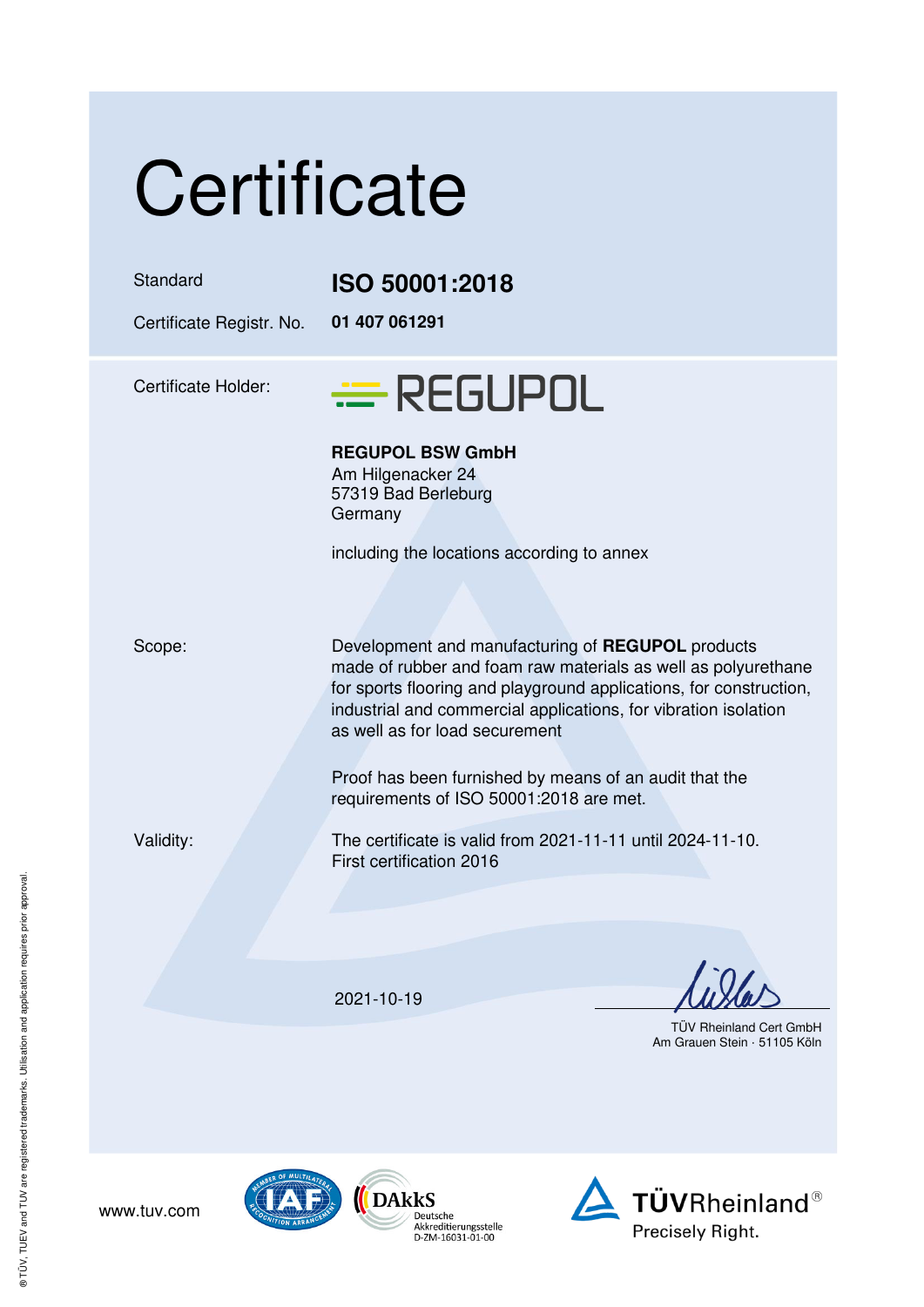# Certificate

| | |
|---|---|
| Standard | **ISO 50001:2018** |
| Certificate Registr. No. | **01 407 061291** |

Certificate Holder:

REGUPOL

**REGUPOL BSW GmbH**
Am Hilgenacker 24
57319 Bad Berleburg
Germany

including the locations according to annex

Scope:

Development and manufacturing of **REGUPOL** products made of rubber and foam raw materials as well as polyurethane for sports flooring and playground applications, for construction, industrial and commercial applications, for vibration isolation as well as for load securement

Proof has been furnished by means of an audit that the requirements of ISO 50001:2018 are met.

Validity:

The certificate is valid from 2021-11-11 until 2024-11-10.
First certification 2016

2021-10-19

TÜV Rheinland Cert GmbH
Am Grauen Stein · 51105 Köln

www.tuv.com

DAkkS Deutsche Akkreditierungsstelle D-ZM-16031-01-00

TÜVRheinland® Precisely Right.

® TÜV, TUEV and TUV are registered trademarks. Utilisation and application requires prior approval.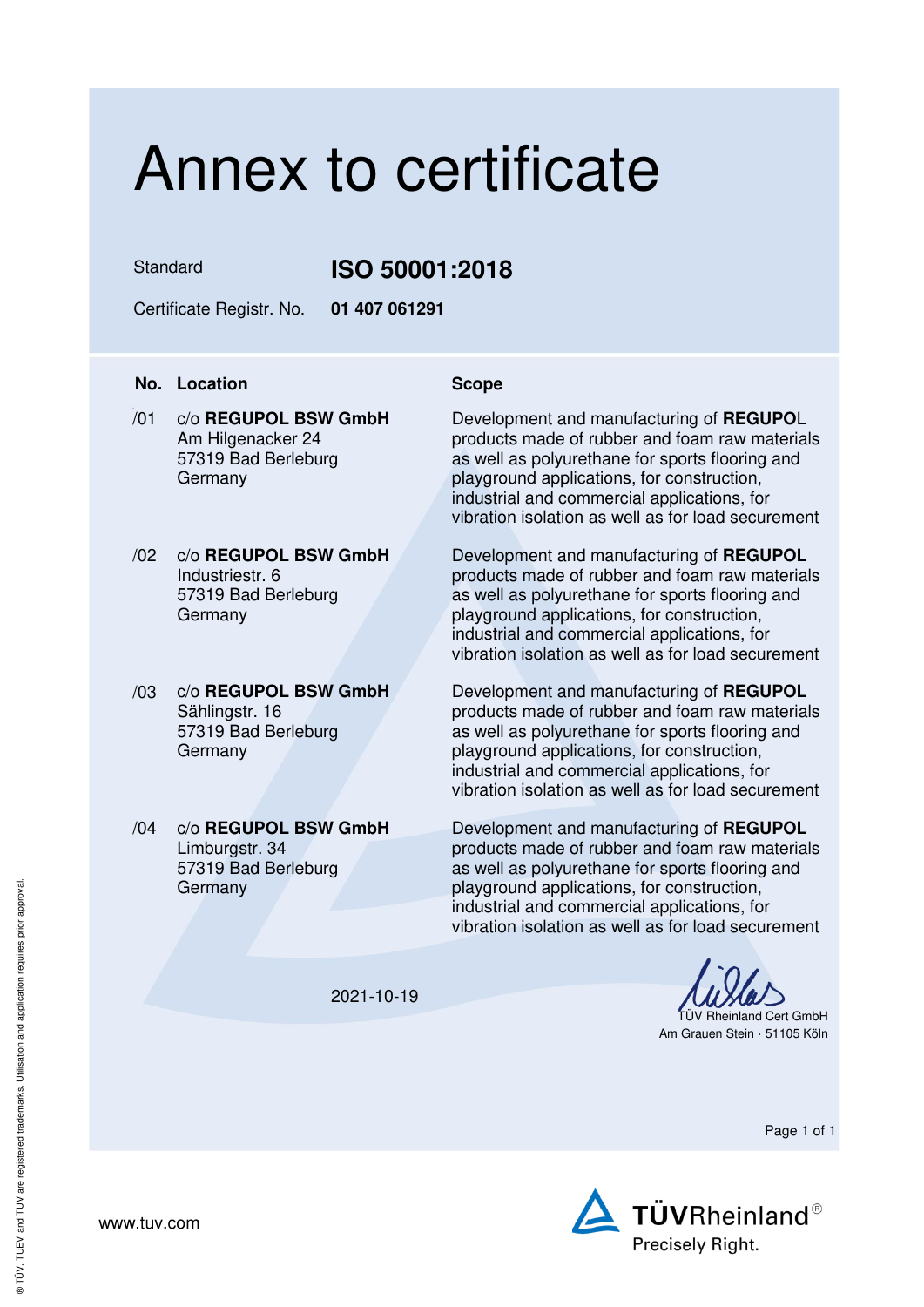# Annex to certificate

Standard **ISO 50001:2018**

Certificate Registr. No. **01 407 061291**

| No. | Location | Scope |
| --- | --- | --- |
| /01 | c/o **REGUPOL BSW GmbH**<br>Am Hilgenacker 24<br>57319 Bad Berleburg<br>Germany | Development and manufacturing of **REGUPO**L products made of rubber and foam raw materials as well as polyurethane for sports flooring and playground applications, for construction, industrial and commercial applications, for vibration isolation as well as for load securement |
| /02 | c/o **REGUPOL BSW GmbH**<br>Industriestr. 6<br>57319 Bad Berleburg<br>Germany | Development and manufacturing of **REGUPOL** products made of rubber and foam raw materials as well as polyurethane for sports flooring and playground applications, for construction, industrial and commercial applications, for vibration isolation as well as for load securement |
| /03 | c/o **REGUPOL BSW GmbH**<br>Sählingstr. 16<br>57319 Bad Berleburg<br>Germany | Development and manufacturing of **REGUPOL** products made of rubber and foam raw materials as well as polyurethane for sports flooring and playground applications, for construction, industrial and commercial applications, for vibration isolation as well as for load securement |
| /04 | c/o **REGUPOL BSW GmbH**<br>Limburgstr. 34<br>57319 Bad Berleburg<br>Germany | Development and manufacturing of **REGUPOL** products made of rubber and foam raw materials as well as polyurethane for sports flooring and playground applications, for construction, industrial and commercial applications, for vibration isolation as well as for load securement |

2021-10-19

TÜV Rheinland Cert GmbH
Am Grauen Stein · 51105 Köln

www.tuv.com

TÜVRheinland®
Precisely Right.

® TÜV, TUEV and TUV are registered trademarks. Utilisation and application requires prior approval.